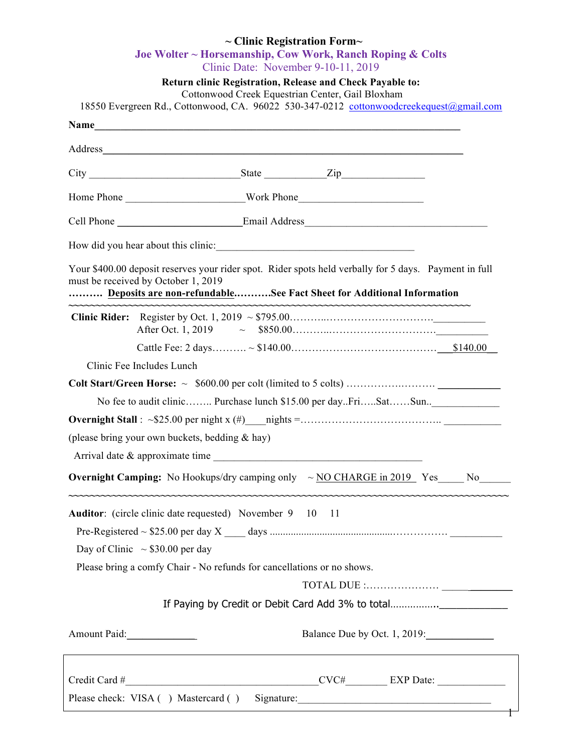# ~ Clinic Registration Form~

## Joe Wolter ~ Horsemanship, Cow Work, Ranch Roping & Colts

Clinic Date: November 9-10-11, 2019

**Return clinic Registration, Release and Check Payable to:**

Cottonwood Creek Equestrian Center, Gail Bloxham

18550 Evergreen Rd., Cottonwood, CA. 96022 530-347-0212 cottonwoodcreekequest@gmail.com

**Name**_______________________________________________________________

Address_______________________________________________________________

City ____________________________State ___________Zip_______________

Home Phone _____________________Work Phone______________________

Cell Phone ______________________Email Address__________________________________

How did you hear about this clinic:_____________________________________

Your $400.00 deposit reserves your rider spot. Rider spots held verbally for 5 days. Payment in full must be received by October 1, 2019

**………. Deposits are non-refundable………..See Fact Sheet for Additional Information**

~~~~~~~~~~~~~~~~~~~~~~~~~~~~~~~~~~~~~~~~~~~~~~~~~~~~~~~~~~~~~~~~~~~~~~~~~~~~~~

**Clinic Rider:** Register by Oct. 1, 2019 ~ $795.00………..…………………………._________

After Oct. 1, 2019 ~ $850.00………..…………………………._________

Cattle Fee: 2 days………. ~ $140.00……………………………………___$140.00__

Clinic Fee Includes Lunch

**Colt Start/Green Horse:** ~ $600.00 per colt (limited to 5 colts) …………….……… ___________

No fee to audit clinic…….. Purchase lunch $15.00 per day..Fri…..Sat……Sun..____________

**Overnight Stall** : ~$25.00 per night x (#)____nights =………………………………….. __________

(please bring your own buckets, bedding & hay)

Arrival date & approximate time ______________________________________

**Overnight Camping:** No Hookups/dry camping only ~ NO CHARGE in 2019 Yes_____ No______

~~~~~~~~~~~~~~~~~~~~~~~~~~~~~~~~~~~~~~~~~~~~~~~~~~~~~~~~~~~~~~~~~~~~~~~~~~~~~~

**Auditor**: (circle clinic date requested) November 9 10 11

Pre-Registered ~ $25.00 per day X ____ days ...............................................…………… __________

Day of Clinic ~ $30.00 per day

Please bring a comfy Chair - No refunds for cancellations or no shows.

TOTAL DUE :………………… _____________

If Paying by Credit or Debit Card Add 3% to total……………..____________

Amount Paid:_____________ Balance Due by Oct. 1, 2019:____________

Credit Card #____________________________________CVC#________ EXP Date: ____________

Please check: VISA ( ) Mastercard ( ) Signature:_____________________________________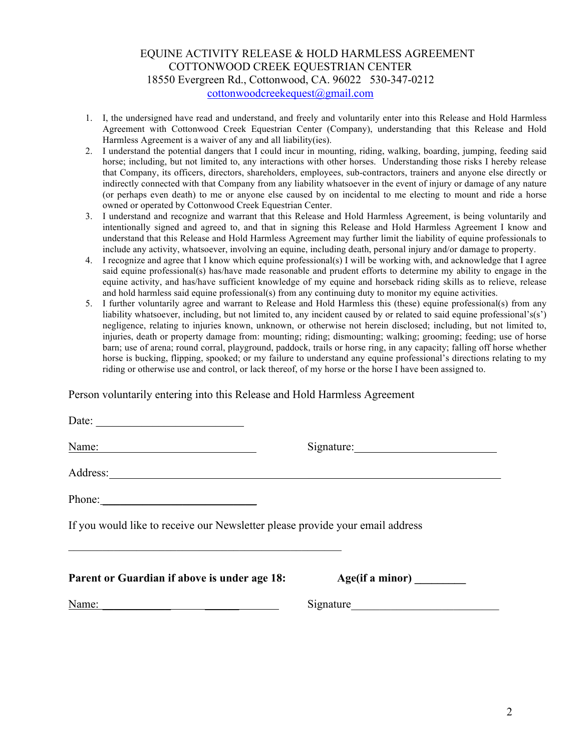# EQUINE ACTIVITY RELEASE & HOLD HARMLESS AGREEMENT
## COTTONWOOD CREEK EQUESTRIAN CENTER
18550 Evergreen Rd., Cottonwood, CA. 96022   530-347-0212
cottonwoodcreekequest@gmail.com

1. I, the undersigned have read and understand, and freely and voluntarily enter into this Release and Hold Harmless Agreement with Cottonwood Creek Equestrian Center (Company), understanding that this Release and Hold Harmless Agreement is a waiver of any and all liability(ies).
2. I understand the potential dangers that I could incur in mounting, riding, walking, boarding, jumping, feeding said horse; including, but not limited to, any interactions with other horses. Understanding those risks I hereby release that Company, its officers, directors, shareholders, employees, sub-contractors, trainers and anyone else directly or indirectly connected with that Company from any liability whatsoever in the event of injury or damage of any nature (or perhaps even death) to me or anyone else caused by on incidental to me electing to mount and ride a horse owned or operated by Cottonwood Creek Equestrian Center.
3. I understand and recognize and warrant that this Release and Hold Harmless Agreement, is being voluntarily and intentionally signed and agreed to, and that in signing this Release and Hold Harmless Agreement I know and understand that this Release and Hold Harmless Agreement may further limit the liability of equine professionals to include any activity, whatsoever, involving an equine, including death, personal injury and/or damage to property.
4. I recognize and agree that I know which equine professional(s) I will be working with, and acknowledge that I agree said equine professional(s) has/have made reasonable and prudent efforts to determine my ability to engage in the equine activity, and has/have sufficient knowledge of my equine and horseback riding skills as to relieve, release and hold harmless said equine professional(s) from any continuing duty to monitor my equine activities.
5. I further voluntarily agree and warrant to Release and Hold Harmless this (these) equine professional(s) from any liability whatsoever, including, but not limited to, any incident caused by or related to said equine professional's(s') negligence, relating to injuries known, unknown, or otherwise not herein disclosed; including, but not limited to, injuries, death or property damage from: mounting; riding; dismounting; walking; grooming; feeding; use of horse barn; use of arena; round corral, playground, paddock, trails or horse ring, in any capacity; falling off horse whether horse is bucking, flipping, spooked; or my failure to understand any equine professional's directions relating to my riding or otherwise use and control, or lack thereof, of my horse or the horse I have been assigned to.

Person voluntarily entering into this Release and Hold Harmless Agreement

Date: ___________________________

Name: ___________________________ Signature: ___________________________

Address: ___________________________________________________________________

Phone: ___________________________

If you would like to receive our Newsletter please provide your email address

_____________________________________________

**Parent or Guardian if above is under age 18:** **Age(if a minor) _________**

Name: ___________________________ Signature ___________________________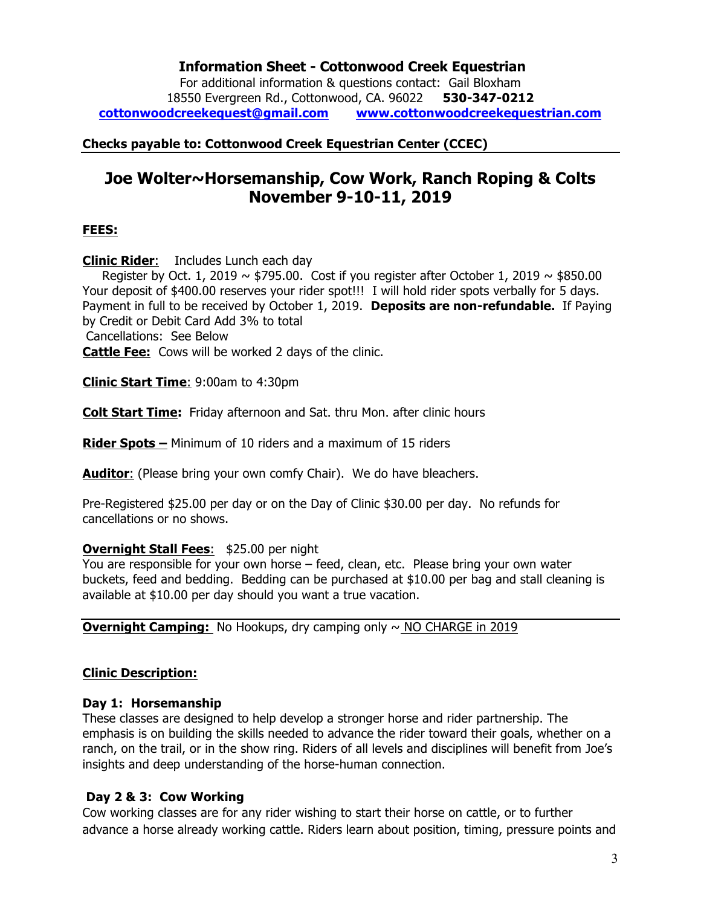**Information Sheet - Cottonwood Creek Equestrian**

For additional information & questions contact: Gail Bloxham
18550 Evergreen Rd., Cottonwood, CA. 96022 **530-347-0212**
**cottonwoodcreekequest@gmail.com** **www.cottonwoodcreekequestrian.com**

**Checks payable to: Cottonwood Creek Equestrian Center (CCEC)**

# Joe Wolter~Horsemanship, Cow Work, Ranch Roping & Colts November 9-10-11, 2019

**FEES:**

**Clinic Rider**: Includes Lunch each day
Register by Oct. 1, 2019 ~ $795.00. Cost if you register after October 1, 2019 ~ $850.00
Your deposit of $400.00 reserves your rider spot!!! I will hold rider spots verbally for 5 days. Payment in full to be received by October 1, 2019. **Deposits are non-refundable.** If Paying by Credit or Debit Card Add 3% to total
Cancellations: See Below

**Cattle Fee:** Cows will be worked 2 days of the clinic.

**Clinic Start Time**: 9:00am to 4:30pm

**Colt Start Time:** Friday afternoon and Sat. thru Mon. after clinic hours

**Rider Spots –** Minimum of 10 riders and a maximum of 15 riders

**Auditor**: (Please bring your own comfy Chair). We do have bleachers.

Pre-Registered $25.00 per day or on the Day of Clinic $30.00 per day. No refunds for cancellations or no shows.

**Overnight Stall Fees**: $25.00 per night
You are responsible for your own horse – feed, clean, etc. Please bring your own water buckets, feed and bedding. Bedding can be purchased at $10.00 per bag and stall cleaning is available at $10.00 per day should you want a true vacation.

**Overnight Camping:** No Hookups, dry camping only ~ NO CHARGE in 2019

**Clinic Description:**

**Day 1: Horsemanship**
These classes are designed to help develop a stronger horse and rider partnership. The emphasis is on building the skills needed to advance the rider toward their goals, whether on a ranch, on the trail, or in the show ring. Riders of all levels and disciplines will benefit from Joe's insights and deep understanding of the horse-human connection.

**Day 2 & 3: Cow Working**
Cow working classes are for any rider wishing to start their horse on cattle, or to further advance a horse already working cattle. Riders learn about position, timing, pressure points and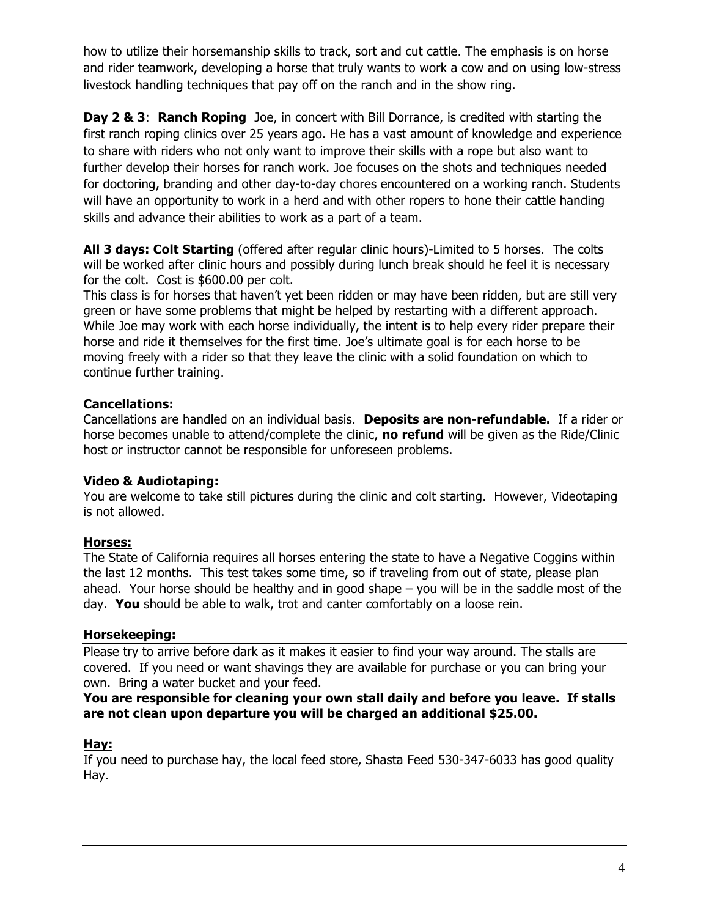how to utilize their horsemanship skills to track, sort and cut cattle. The emphasis is on horse and rider teamwork, developing a horse that truly wants to work a cow and on using low-stress livestock handling techniques that pay off on the ranch and in the show ring.

**Day 2 & 3**: **Ranch Roping** Joe, in concert with Bill Dorrance, is credited with starting the first ranch roping clinics over 25 years ago. He has a vast amount of knowledge and experience to share with riders who not only want to improve their skills with a rope but also want to further develop their horses for ranch work. Joe focuses on the shots and techniques needed for doctoring, branding and other day-to-day chores encountered on a working ranch. Students will have an opportunity to work in a herd and with other ropers to hone their cattle handing skills and advance their abilities to work as a part of a team.

**All 3 days: Colt Starting** (offered after regular clinic hours)-Limited to 5 horses. The colts will be worked after clinic hours and possibly during lunch break should he feel it is necessary for the colt. Cost is $600.00 per colt.

This class is for horses that haven't yet been ridden or may have been ridden, but are still very green or have some problems that might be helped by restarting with a different approach. While Joe may work with each horse individually, the intent is to help every rider prepare their horse and ride it themselves for the first time. Joe's ultimate goal is for each horse to be moving freely with a rider so that they leave the clinic with a solid foundation on which to continue further training.

## Cancellations:

Cancellations are handled on an individual basis. **Deposits are non-refundable.** If a rider or horse becomes unable to attend/complete the clinic, **no refund** will be given as the Ride/Clinic host or instructor cannot be responsible for unforeseen problems.

## Video & Audiotaping:

You are welcome to take still pictures during the clinic and colt starting. However, Videotaping is not allowed.

## Horses:

The State of California requires all horses entering the state to have a Negative Coggins within the last 12 months. This test takes some time, so if traveling from out of state, please plan ahead. Your horse should be healthy and in good shape – you will be in the saddle most of the day. **You** should be able to walk, trot and canter comfortably on a loose rein.

## Horsekeeping:

Please try to arrive before dark as it makes it easier to find your way around. The stalls are covered. If you need or want shavings they are available for purchase or you can bring your own. Bring a water bucket and your feed.

**You are responsible for cleaning your own stall daily and before you leave. If stalls are not clean upon departure you will be charged an additional $25.00.**

## Hay:

If you need to purchase hay, the local feed store, Shasta Feed 530-347-6033 has good quality Hay.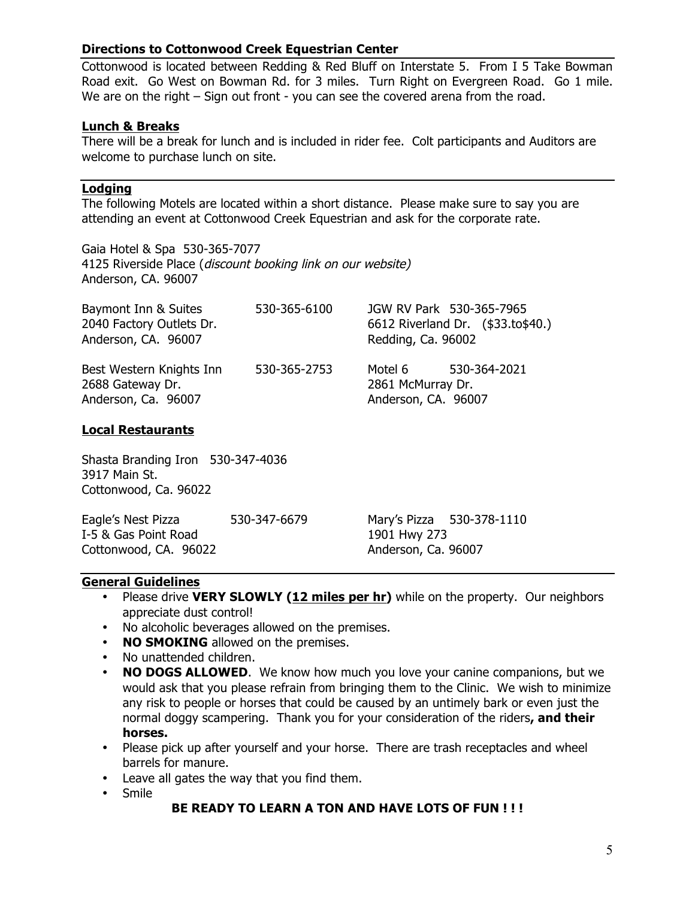### **Directions to Cottonwood Creek Equestrian Center**

Cottonwood is located between Redding & Red Bluff on Interstate 5. From I 5 Take Bowman Road exit. Go West on Bowman Rd. for 3 miles. Turn Right on Evergreen Road. Go 1 mile. We are on the right – Sign out front - you can see the covered arena from the road.

### **Lunch & Breaks**

There will be a break for lunch and is included in rider fee. Colt participants and Auditors are welcome to purchase lunch on site.

### **Lodging**

The following Motels are located within a short distance. Please make sure to say you are attending an event at Cottonwood Creek Equestrian and ask for the corporate rate.

Gaia Hotel & Spa 530-365-7077
4125 Riverside Place (*discount booking link on our website)*
Anderson, CA. 96007

Baymont Inn & Suites 530-365-6100
2040 Factory Outlets Dr.
Anderson, CA. 96007

JGW RV Park 530-365-7965
6612 Riverland Dr. ($33.to$40.)
Redding, Ca. 96002

Best Western Knights Inn 530-365-2753
2688 Gateway Dr.
Anderson, Ca. 96007

Motel 6 530-364-2021
2861 McMurray Dr.
Anderson, CA. 96007

### **Local Restaurants**

Shasta Branding Iron 530-347-4036
3917 Main St.
Cottonwood, Ca. 96022

Eagle's Nest Pizza 530-347-6679
I-5 & Gas Point Road
Cottonwood, CA. 96022

Mary's Pizza 530-378-1110
1901 Hwy 273
Anderson, Ca. 96007

### **General Guidelines**

- Please drive **VERY SLOWLY (12 miles per hr)** while on the property. Our neighbors appreciate dust control!
- No alcoholic beverages allowed on the premises.
- **NO SMOKING** allowed on the premises.
- No unattended children.
- **NO DOGS ALLOWED**. We know how much you love your canine companions, but we would ask that you please refrain from bringing them to the Clinic. We wish to minimize any risk to people or horses that could be caused by an untimely bark or even just the normal doggy scampering. Thank you for your consideration of the riders**, and their horses.**
- Please pick up after yourself and your horse. There are trash receptacles and wheel barrels for manure.
- Leave all gates the way that you find them.
- Smile

**BE READY TO LEARN A TON AND HAVE LOTS OF FUN ! ! !**